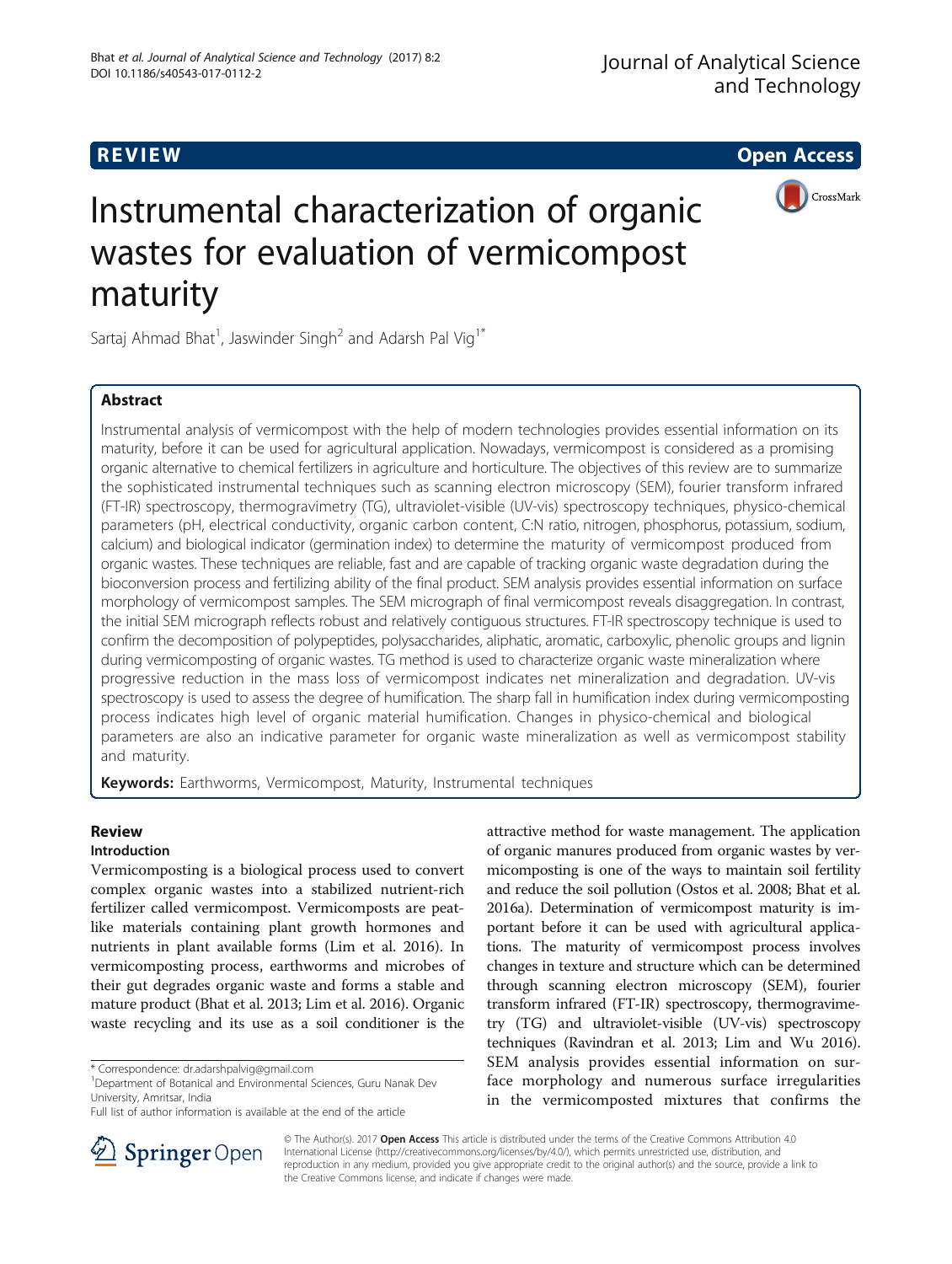REVIEW

Open Access

# Instrumental characterization of organic wastes for evaluation of vermicompost maturity

Sartaj Ahmad Bhat[1], Jaswinder Singh[2] and Adarsh Pal Vig[1*]

## Abstract

Instrumental analysis of vermicompost with the help of modern technologies provides essential information on its maturity, before it can be used for agricultural application. Nowadays, vermicompost is considered as a promising organic alternative to chemical fertilizers in agriculture and horticulture. The objectives of this review are to summarize the sophisticated instrumental techniques such as scanning electron microscopy (SEM), fourier transform infrared (FT-IR) spectroscopy, thermogravimetry (TG), ultraviolet-visible (UV-vis) spectroscopy techniques, physico-chemical parameters (pH, electrical conductivity, organic carbon content, C:N ratio, nitrogen, phosphorus, potassium, sodium, calcium) and biological indicator (germination index) to determine the maturity of vermicompost produced from organic wastes. These techniques are reliable, fast and are capable of tracking organic waste degradation during the bioconversion process and fertilizing ability of the final product. SEM analysis provides essential information on surface morphology of vermicompost samples. The SEM micrograph of final vermicompost reveals disaggregation. In contrast, the initial SEM micrograph reflects robust and relatively contiguous structures. FT-IR spectroscopy technique is used to confirm the decomposition of polypeptides, polysaccharides, aliphatic, aromatic, carboxylic, phenolic groups and lignin during vermicomposting of organic wastes. TG method is used to characterize organic waste mineralization where progressive reduction in the mass loss of vermicompost indicates net mineralization and degradation. UV-vis spectroscopy is used to assess the degree of humification. The sharp fall in humification index during vermicomposting process indicates high level of organic material humification. Changes in physico-chemical and biological parameters are also an indicative parameter for organic waste mineralization as well as vermicompost stability and maturity.

**Keywords:** Earthworms, Vermicompost, Maturity, Instrumental techniques

## Review

### Introduction

Vermicomposting is a biological process used to convert complex organic wastes into a stabilized nutrient-rich fertilizer called vermicompost. Vermicomposts are peat-like materials containing plant growth hormones and nutrients in plant available forms (Lim et al. 2016). In vermicomposting process, earthworms and microbes of their gut degrades organic waste and forms a stable and mature product (Bhat et al. 2013; Lim et al. 2016). Organic waste recycling and its use as a soil conditioner is the attractive method for waste management. The application of organic manures produced from organic wastes by vermicomposting is one of the ways to maintain soil fertility and reduce the soil pollution (Ostos et al. 2008; Bhat et al. 2016a). Determination of vermicompost maturity is important before it can be used with agricultural applications. The maturity of vermicompost process involves changes in texture and structure which can be determined through scanning electron microscopy (SEM), fourier transform infrared (FT-IR) spectroscopy, thermogravimetry (TG) and ultraviolet-visible (UV-vis) spectroscopy techniques (Ravindran et al. 2013; Lim and Wu 2016). SEM analysis provides essential information on surface morphology and numerous surface irregularities in the vermicomposted mixtures that confirms the

\* Correspondence: dr.adarshpalvig@gmail.com
[1]Department of Botanical and Environmental Sciences, Guru Nanak Dev University, Amritsar, India
Full list of author information is available at the end of the article

© The Author(s). 2017 **Open Access** This article is distributed under the terms of the Creative Commons Attribution 4.0 International License (http://creativecommons.org/licenses/by/4.0/), which permits unrestricted use, distribution, and reproduction in any medium, provided you give appropriate credit to the original author(s) and the source, provide a link to the Creative Commons license, and indicate if changes were made.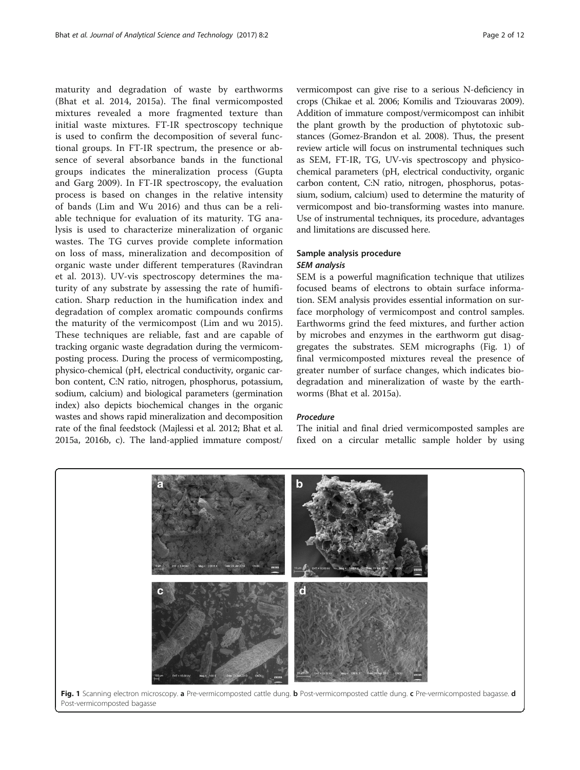maturity and degradation of waste by earthworms (Bhat et al. 2014, 2015a). The final vermicomposted mixtures revealed a more fragmented texture than initial waste mixtures. FT-IR spectroscopy technique is used to confirm the decomposition of several functional groups. In FT-IR spectrum, the presence or absence of several absorbance bands in the functional groups indicates the mineralization process (Gupta and Garg 2009). In FT-IR spectroscopy, the evaluation process is based on changes in the relative intensity of bands (Lim and Wu 2016) and thus can be a reliable technique for evaluation of its maturity. TG analysis is used to characterize mineralization of organic wastes. The TG curves provide complete information on loss of mass, mineralization and decomposition of organic waste under different temperatures (Ravindran et al. 2013). UV-vis spectroscopy determines the maturity of any substrate by assessing the rate of humification. Sharp reduction in the humification index and degradation of complex aromatic compounds confirms the maturity of the vermicompost (Lim and wu 2015). These techniques are reliable, fast and are capable of tracking organic waste degradation during the vermicomposting process. During the process of vermicomposting, physico-chemical (pH, electrical conductivity, organic carbon content, C:N ratio, nitrogen, phosphorus, potassium, sodium, calcium) and biological parameters (germination index) also depicts biochemical changes in the organic wastes and shows rapid mineralization and decomposition rate of the final feedstock (Majlessi et al. 2012; Bhat et al. 2015a, 2016b, c). The land-applied immature compost/vermicompost can give rise to a serious N-deficiency in crops (Chikae et al. 2006; Komilis and Tziouvaras 2009). Addition of immature compost/vermicompost can inhibit the plant growth by the production of phytotoxic substances (Gomez-Brandon et al. 2008). Thus, the present review article will focus on instrumental techniques such as SEM, FT-IR, TG, UV-vis spectroscopy and physicochemical parameters (pH, electrical conductivity, organic carbon content, C:N ratio, nitrogen, phosphorus, potassium, sodium, calcium) used to determine the maturity of vermicompost and bio-transforming wastes into manure. Use of instrumental techniques, its procedure, advantages and limitations are discussed here.

## Sample analysis procedure

### *SEM analysis*

SEM is a powerful magnification technique that utilizes focused beams of electrons to obtain surface information. SEM analysis provides essential information on surface morphology of vermicompost and control samples. Earthworms grind the feed mixtures, and further action by microbes and enzymes in the earthworm gut disaggregates the substrates. SEM micrographs (Fig. 1) of final vermicomposted mixtures reveal the presence of greater number of surface changes, which indicates biodegradation and mineralization of waste by the earthworms (Bhat et al. 2015a).

#### *Procedure*

The initial and final dried vermicomposted samples are fixed on a circular metallic sample holder by using

**Fig. 1** Scanning electron microscopy. **a** Pre-vermicomposted cattle dung. **b** Post-vermicomposted cattle dung. **c** Pre-vermicomposted bagasse. **d** Post-vermicomposted bagasse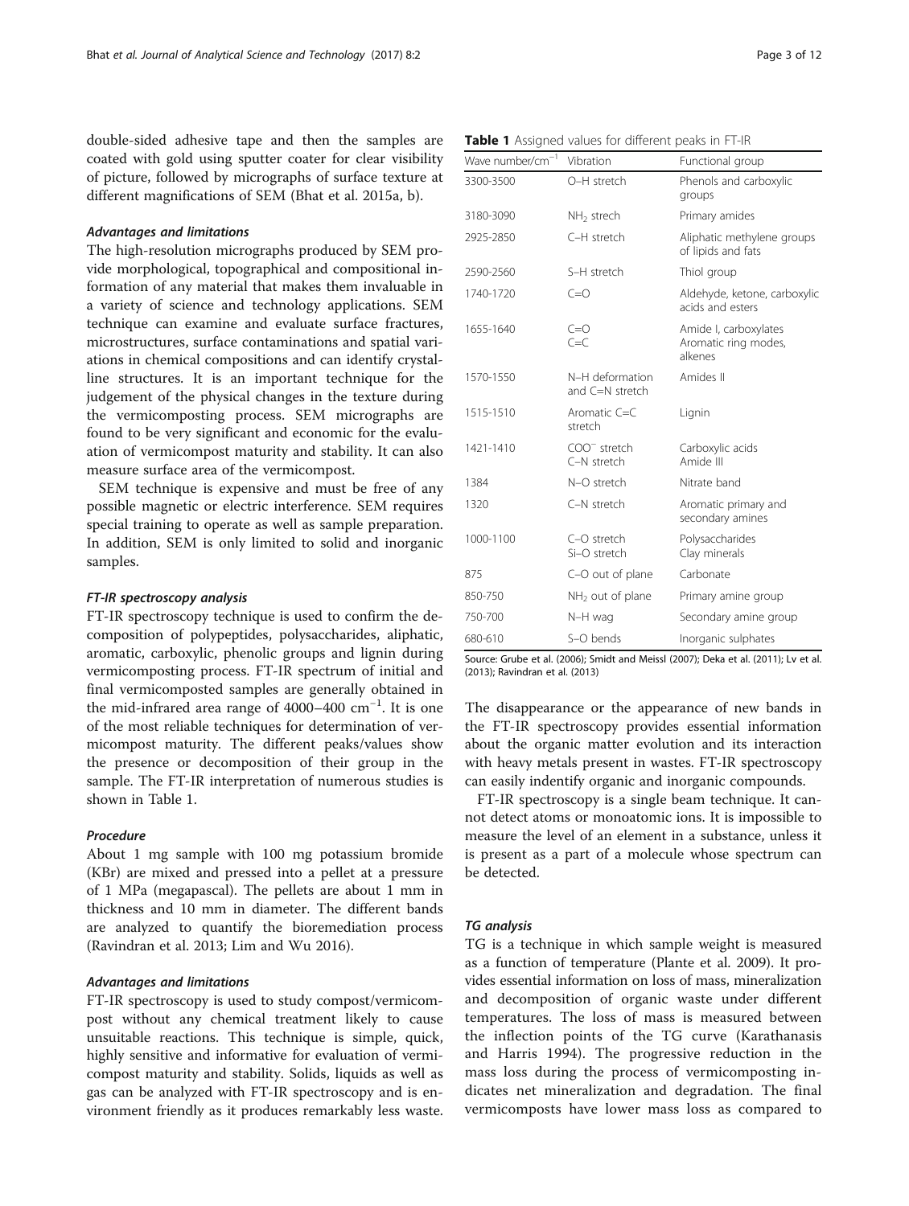double-sided adhesive tape and then the samples are coated with gold using sputter coater for clear visibility of picture, followed by micrographs of surface texture at different magnifications of SEM (Bhat et al. 2015a, b).

#### *Advantages and limitations*

The high-resolution micrographs produced by SEM provide morphological, topographical and compositional information of any material that makes them invaluable in a variety of science and technology applications. SEM technique can examine and evaluate surface fractures, microstructures, surface contaminations and spatial variations in chemical compositions and can identify crystalline structures. It is an important technique for the judgement of the physical changes in the texture during the vermicomposting process. SEM micrographs are found to be very significant and economic for the evaluation of vermicompost maturity and stability. It can also measure surface area of the vermicompost.

SEM technique is expensive and must be free of any possible magnetic or electric interference. SEM requires special training to operate as well as sample preparation. In addition, SEM is only limited to solid and inorganic samples.

### *FT-IR spectroscopy analysis*

FT-IR spectroscopy technique is used to confirm the decomposition of polypeptides, polysaccharides, aliphatic, aromatic, carboxylic, phenolic groups and lignin during vermicomposting process. FT-IR spectrum of initial and final vermicomposted samples are generally obtained in the mid-infrared area range of 4000–400 $cm^{-1}$. It is one of the most reliable techniques for determination of vermicompost maturity. The different peaks/values show the presence or decomposition of their group in the sample. The FT-IR interpretation of numerous studies is shown in Table 1.

#### *Procedure*

About 1 mg sample with 100 mg potassium bromide (KBr) are mixed and pressed into a pellet at a pressure of 1 MPa (megapascal). The pellets are about 1 mm in thickness and 10 mm in diameter. The different bands are analyzed to quantify the bioremediation process (Ravindran et al. 2013; Lim and Wu 2016).

#### *Advantages and limitations*

FT-IR spectroscopy is used to study compost/vermicompost without any chemical treatment likely to cause unsuitable reactions. This technique is simple, quick, highly sensitive and informative for evaluation of vermicompost maturity and stability. Solids, liquids as well as gas can be analyzed with FT-IR spectroscopy and is environment friendly as it produces remarkably less waste.

**Table 1** Assigned values for different peaks in FT-IR

| Wave number/$cm^{-1}$ | Vibration | Functional group |
|---|---|---|
| 3300-3500 | O–H stretch | Phenols and carboxylic groups |
| 3180-3090 | $NH_2$ strech | Primary amides |
| 2925-2850 | C–H stretch | Aliphatic methylene groups of lipids and fats |
| 2590-2560 | S–H stretch | Thiol group |
| 1740-1720 | C=O | Aldehyde, ketone, carboxylic acids and esters |
| 1655-1640 | C=O<br>C=C | Amide I, carboxylates<br>Aromatic ring modes, alkenes |
| 1570-1550 | N–H deformation and C=N stretch | Amides II |
| 1515-1510 | Aromatic C=C stretch | Lignin |
| 1421-1410 | $COO^{-}$ stretch<br>C–N stretch | Carboxylic acids<br>Amide III |
| 1384 | N–O stretch | Nitrate band |
| 1320 | C–N stretch | Aromatic primary and secondary amines |
| 1000-1100 | C–O stretch<br>Si–O stretch | Polysaccharides<br>Clay minerals |
| 875 | C–O out of plane | Carbonate |
| 850-750 | $NH_2$ out of plane | Primary amine group |
| 750-700 | N–H wag | Secondary amine group |
| 680-610 | S–O bends | Inorganic sulphates |

Source: Grube et al. (2006); Smidt and Meissl (2007); Deka et al. (2011); Lv et al. (2013); Ravindran et al. (2013)

The disappearance or the appearance of new bands in the FT-IR spectroscopy provides essential information about the organic matter evolution and its interaction with heavy metals present in wastes. FT-IR spectroscopy can easily indentify organic and inorganic compounds.

FT-IR spectroscopy is a single beam technique. It cannot detect atoms or monoatomic ions. It is impossible to measure the level of an element in a substance, unless it is present as a part of a molecule whose spectrum can be detected.

### *TG analysis*

TG is a technique in which sample weight is measured as a function of temperature (Plante et al. 2009). It provides essential information on loss of mass, mineralization and decomposition of organic waste under different temperatures. The loss of mass is measured between the inflection points of the TG curve (Karathanasis and Harris 1994). The progressive reduction in the mass loss during the process of vermicomposting indicates net mineralization and degradation. The final vermicomposts have lower mass loss as compared to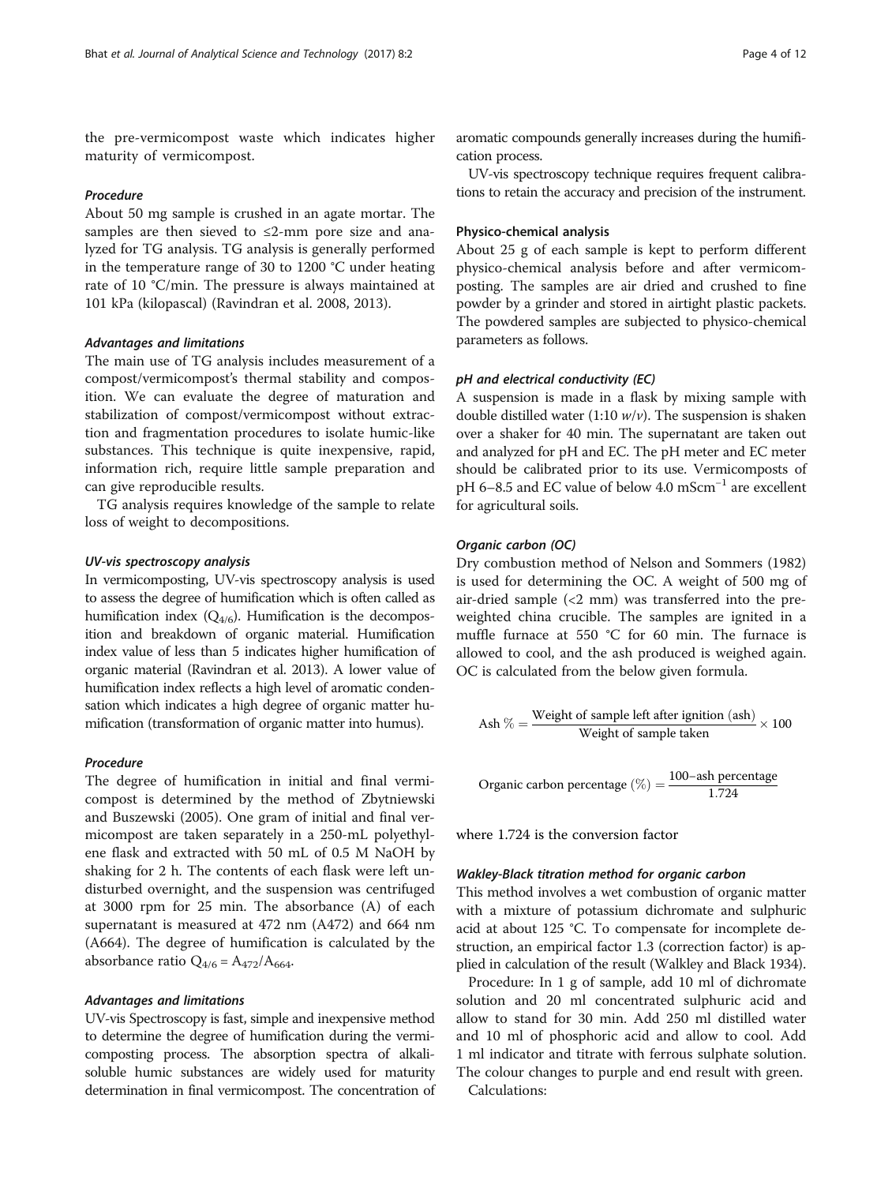the pre-vermicompost waste which indicates higher maturity of vermicompost.

#### *Procedure*

About 50 mg sample is crushed in an agate mortar. The samples are then sieved to ≤2-mm pore size and analyzed for TG analysis. TG analysis is generally performed in the temperature range of 30 to 1200 °C under heating rate of 10 °C/min. The pressure is always maintained at 101 kPa (kilopascal) (Ravindran et al. 2008, 2013).

#### *Advantages and limitations*

The main use of TG analysis includes measurement of a compost/vermicompost's thermal stability and composition. We can evaluate the degree of maturation and stabilization of compost/vermicompost without extraction and fragmentation procedures to isolate humic-like substances. This technique is quite inexpensive, rapid, information rich, require little sample preparation and can give reproducible results.

TG analysis requires knowledge of the sample to relate loss of weight to decompositions.

### *UV-vis spectroscopy analysis*

In vermicomposting, UV-vis spectroscopy analysis is used to assess the degree of humification which is often called as humification index ($Q_{4/6}$). Humification is the decomposition and breakdown of organic material. Humification index value of less than 5 indicates higher humification of organic material (Ravindran et al. 2013). A lower value of humification index reflects a high level of aromatic condensation which indicates a high degree of organic matter humification (transformation of organic matter into humus).

#### *Procedure*

The degree of humification in initial and final vermicompost is determined by the method of Zbytniewski and Buszewski (2005). One gram of initial and final vermicompost are taken separately in a 250-mL polyethylene flask and extracted with 50 mL of 0.5 M NaOH by shaking for 2 h. The contents of each flask were left undisturbed overnight, and the suspension was centrifuged at 3000 rpm for 25 min. The absorbance (A) of each supernatant is measured at 472 nm (A472) and 664 nm (A664). The degree of humification is calculated by the absorbance ratio $Q_{4/6} = A_{472}/A_{664}$.

#### *Advantages and limitations*

UV-vis Spectroscopy is fast, simple and inexpensive method to determine the degree of humification during the vermicomposting process. The absorption spectra of alkali-soluble humic substances are widely used for maturity determination in final vermicompost. The concentration of aromatic compounds generally increases during the humification process.

UV-vis spectroscopy technique requires frequent calibrations to retain the accuracy and precision of the instrument.

### Physico-chemical analysis

About 25 g of each sample is kept to perform different physico-chemical analysis before and after vermicomposting. The samples are air dried and crushed to fine powder by a grinder and stored in airtight plastic packets. The powdered samples are subjected to physico-chemical parameters as follows.

#### *pH and electrical conductivity (EC)*

A suspension is made in a flask by mixing sample with double distilled water (1:10 *w*/*v*). The suspension is shaken over a shaker for 40 min. The supernatant are taken out and analyzed for pH and EC. The pH meter and EC meter should be calibrated prior to its use. Vermicomposts of pH 6–8.5 and EC value of below 4.0 $mScm^{-1}$ are excellent for agricultural soils.

#### *Organic carbon (OC)*

Dry combustion method of Nelson and Sommers (1982) is used for determining the OC. A weight of 500 mg of air-dried sample (<2 mm) was transferred into the preweighted china crucible. The samples are ignited in a muffle furnace at 550 °C for 60 min. The furnace is allowed to cool, and the ash produced is weighed again. OC is calculated from the below given formula.

$$\text{Ash}\ \% = \frac{\text{Weight of sample left after ignition (ash)}}{\text{Weight of sample taken}} \times 100$$

$$\text{Organic carbon percentage}\ (\%) = \frac{100\text{–ash percentage}}{1.724}$$

where 1.724 is the conversion factor

#### *Wakley-Black titration method for organic carbon*

This method involves a wet combustion of organic matter with a mixture of potassium dichromate and sulphuric acid at about 125 °C. To compensate for incomplete destruction, an empirical factor 1.3 (correction factor) is applied in calculation of the result (Walkley and Black 1934).

Procedure: In 1 g of sample, add 10 ml of dichromate solution and 20 ml concentrated sulphuric acid and allow to stand for 30 min. Add 250 ml distilled water and 10 ml of phosphoric acid and allow to cool. Add 1 ml indicator and titrate with ferrous sulphate solution. The colour changes to purple and end result with green.

Calculations: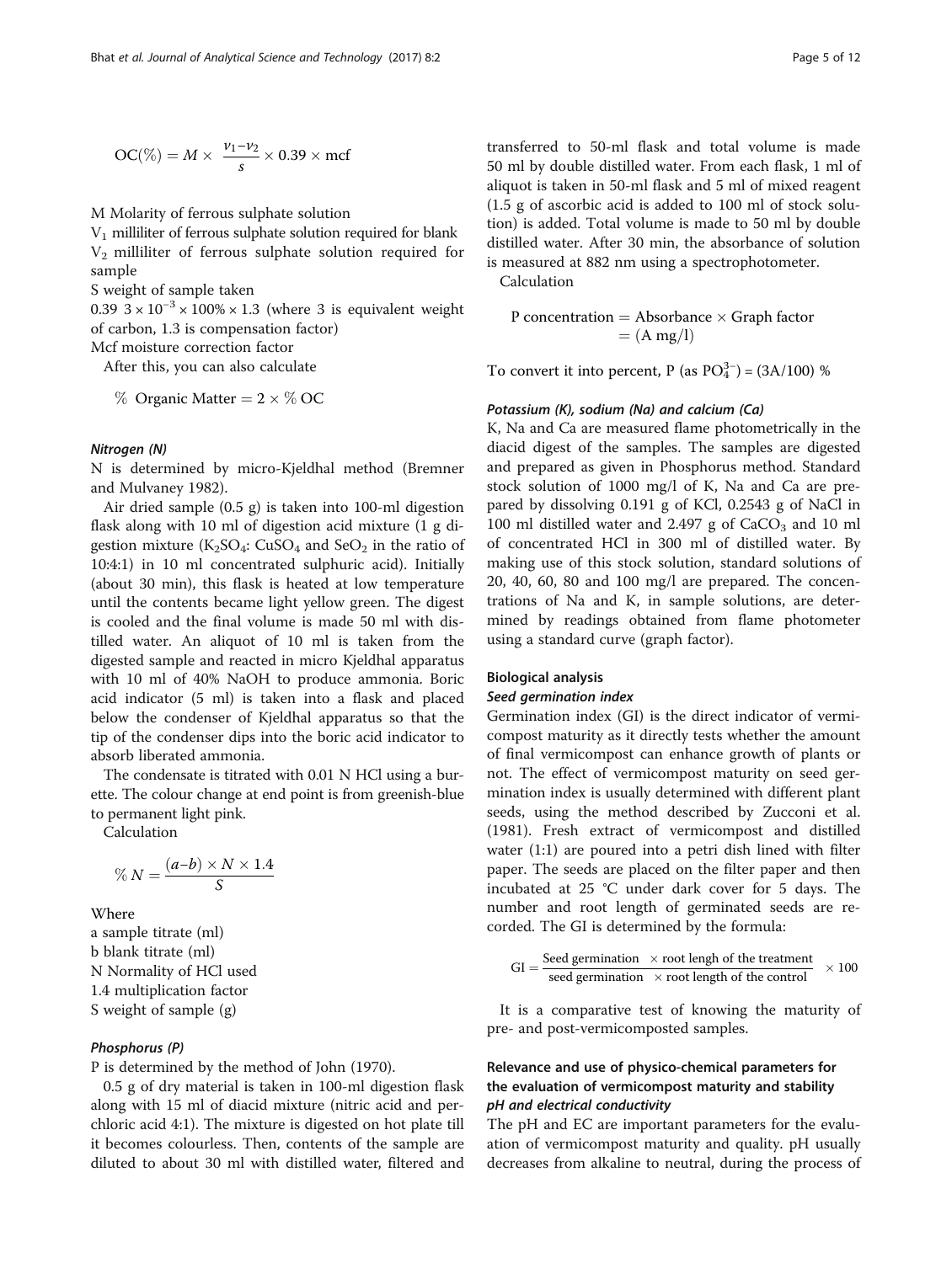$$\text{OC}(\%) = M \times \frac{v_1 - v_2}{s} \times 0.39 \times \text{mcf}$$

M Molarity of ferrous sulphate solution

$V_1$ milliliter of ferrous sulphate solution required for blank

$V_2$ milliliter of ferrous sulphate solution required for sample

S weight of sample taken

0.39 $3 \times 10^{-3} \times 100\% \times 1.3$ (where 3 is equivalent weight of carbon, 1.3 is compensation factor)

Mcf moisture correction factor

After this, you can also calculate

$$\%\ \text{Organic Matter} = 2 \times \%\ \text{OC}$$

#### *Nitrogen (N)*

N is determined by micro-Kjeldhal method (Bremner and Mulvaney 1982).

Air dried sample (0.5 g) is taken into 100-ml digestion flask along with 10 ml of digestion acid mixture (1 g digestion mixture ($K_2SO_4$: $CuSO_4$ and $SeO_2$ in the ratio of 10:4:1) in 10 ml concentrated sulphuric acid). Initially (about 30 min), this flask is heated at low temperature until the contents became light yellow green. The digest is cooled and the final volume is made 50 ml with distilled water. An aliquot of 10 ml is taken from the digested sample and reacted in micro Kjeldhal apparatus with 10 ml of 40% NaOH to produce ammonia. Boric acid indicator (5 ml) is taken into a flask and placed below the condenser of Kjeldhal apparatus so that the tip of the condenser dips into the boric acid indicator to absorb liberated ammonia.

The condensate is titrated with 0.01 N HCl using a burette. The colour change at end point is from greenish-blue to permanent light pink.

Calculation

$$\%\,N = \frac{(a-b) \times N \times 1.4}{S}$$

Where

a sample titrate (ml)

b blank titrate (ml)

N Normality of HCl used

1.4 multiplication factor

S weight of sample (g)

#### *Phosphorus (P)*

P is determined by the method of John (1970).

0.5 g of dry material is taken in 100-ml digestion flask along with 15 ml of diacid mixture (nitric acid and perchloric acid 4:1). The mixture is digested on hot plate till it becomes colourless. Then, contents of the sample are diluted to about 30 ml with distilled water, filtered and transferred to 50-ml flask and total volume is made 50 ml by double distilled water. From each flask, 1 ml of aliquot is taken in 50-ml flask and 5 ml of mixed reagent (1.5 g of ascorbic acid is added to 100 ml of stock solution) is added. Total volume is made to 50 ml by double distilled water. After 30 min, the absorbance of solution is measured at 882 nm using a spectrophotometer.

Calculation

$$\begin{aligned}\text{P concentration} &= \text{Absorbance} \times \text{Graph factor} \\ &= (\text{A mg/l})\end{aligned}$$

To convert it into percent, P (as $PO_4^{3-}$) = (3A/100) %

#### *Potassium (K), sodium (Na) and calcium (Ca)*

K, Na and Ca are measured flame photometrically in the diacid digest of the samples. The samples are digested and prepared as given in Phosphorus method. Standard stock solution of 1000 mg/l of K, Na and Ca are prepared by dissolving 0.191 g of KCl, 0.2543 g of NaCl in 100 ml distilled water and 2.497 g of $CaCO_3$ and 10 ml of concentrated HCl in 300 ml of distilled water. By making use of this stock solution, standard solutions of 20, 40, 60, 80 and 100 mg/l are prepared. The concentrations of Na and K, in sample solutions, are determined by readings obtained from flame photometer using a standard curve (graph factor).

### Biological analysis

#### *Seed germination index*

Germination index (GI) is the direct indicator of vermicompost maturity as it directly tests whether the amount of final vermicompost can enhance growth of plants or not. The effect of vermicompost maturity on seed germination index is usually determined with different plant seeds, using the method described by Zucconi et al. (1981). Fresh extract of vermicompost and distilled water (1:1) are poured into a petri dish lined with filter paper. The seeds are placed on the filter paper and then incubated at 25 °C under dark cover for 5 days. The number and root length of germinated seeds are recorded. The GI is determined by the formula:

$$\text{GI} = \frac{\text{Seed germination} \times \text{root lengh of the treatment}}{\text{seed germination} \times \text{root length of the control}} \times 100$$

It is a comparative test of knowing the maturity of pre- and post-vermicomposted samples.

## Relevance and use of physico-chemical parameters for the evaluation of vermicompost maturity and stability

#### *pH and electrical conductivity*

The pH and EC are important parameters for the evaluation of vermicompost maturity and quality. pH usually decreases from alkaline to neutral, during the process of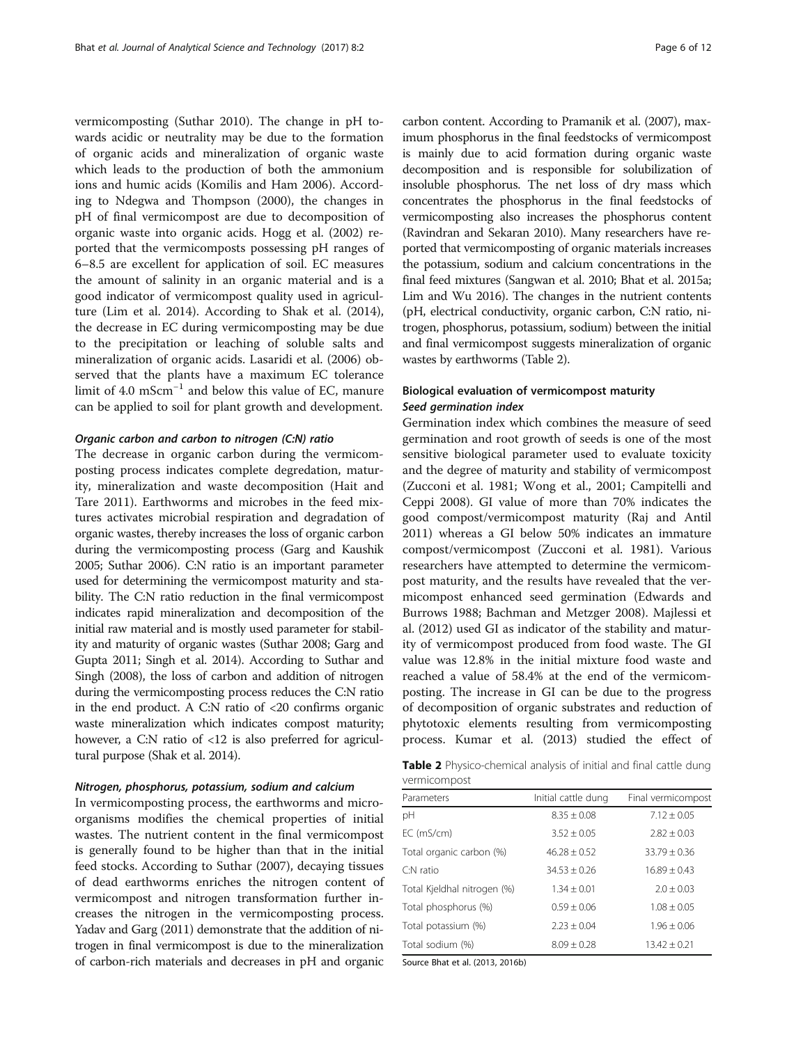vermicomposting (Suthar 2010). The change in pH towards acidic or neutrality may be due to the formation of organic acids and mineralization of organic waste which leads to the production of both the ammonium ions and humic acids (Komilis and Ham 2006). According to Ndegwa and Thompson (2000), the changes in pH of final vermicompost are due to decomposition of organic waste into organic acids. Hogg et al. (2002) reported that the vermicomposts possessing pH ranges of 6–8.5 are excellent for application of soil. EC measures the amount of salinity in an organic material and is a good indicator of vermicompost quality used in agriculture (Lim et al. 2014). According to Shak et al. (2014), the decrease in EC during vermicomposting may be due to the precipitation or leaching of soluble salts and mineralization of organic acids. Lasaridi et al. (2006) observed that the plants have a maximum EC tolerance limit of 4.0 $mScm^{-1}$ and below this value of EC, manure can be applied to soil for plant growth and development.

#### *Organic carbon and carbon to nitrogen (C:N) ratio*

The decrease in organic carbon during the vermicomposting process indicates complete degredation, maturity, mineralization and waste decomposition (Hait and Tare 2011). Earthworms and microbes in the feed mixtures activates microbial respiration and degradation of organic wastes, thereby increases the loss of organic carbon during the vermicomposting process (Garg and Kaushik 2005; Suthar 2006). C:N ratio is an important parameter used for determining the vermicompost maturity and stability. The C:N ratio reduction in the final vermicompost indicates rapid mineralization and decomposition of the initial raw material and is mostly used parameter for stability and maturity of organic wastes (Suthar 2008; Garg and Gupta 2011; Singh et al. 2014). According to Suthar and Singh (2008), the loss of carbon and addition of nitrogen during the vermicomposting process reduces the C:N ratio in the end product. A C:N ratio of <20 confirms organic waste mineralization which indicates compost maturity; however, a C:N ratio of <12 is also preferred for agricultural purpose (Shak et al. 2014).

#### *Nitrogen, phosphorus, potassium, sodium and calcium*

In vermicomposting process, the earthworms and microorganisms modifies the chemical properties of initial wastes. The nutrient content in the final vermicompost is generally found to be higher than that in the initial feed stocks. According to Suthar (2007), decaying tissues of dead earthworms enriches the nitrogen content of vermicompost and nitrogen transformation further increases the nitrogen in the vermicomposting process. Yadav and Garg (2011) demonstrate that the addition of nitrogen in final vermicompost is due to the mineralization of carbon-rich materials and decreases in pH and organic carbon content. According to Pramanik et al. (2007), maximum phosphorus in the final feedstocks of vermicompost is mainly due to acid formation during organic waste decomposition and is responsible for solubilization of insoluble phosphorus. The net loss of dry mass which concentrates the phosphorus in the final feedstocks of vermicomposting also increases the phosphorus content (Ravindran and Sekaran 2010). Many researchers have reported that vermicomposting of organic materials increases the potassium, sodium and calcium concentrations in the final feed mixtures (Sangwan et al. 2010; Bhat et al. 2015a; Lim and Wu 2016). The changes in the nutrient contents (pH, electrical conductivity, organic carbon, C:N ratio, nitrogen, phosphorus, potassium, sodium) between the initial and final vermicompost suggests mineralization of organic wastes by earthworms (Table 2).

### Biological evaluation of vermicompost maturity

#### *Seed germination index*

Germination index which combines the measure of seed germination and root growth of seeds is one of the most sensitive biological parameter used to evaluate toxicity and the degree of maturity and stability of vermicompost (Zucconi et al. 1981; Wong et al., 2001; Campitelli and Ceppi 2008). GI value of more than 70% indicates the good compost/vermicompost maturity (Raj and Antil 2011) whereas a GI below 50% indicates an immature compost/vermicompost (Zucconi et al. 1981). Various researchers have attempted to determine the vermicompost maturity, and the results have revealed that the vermicompost enhanced seed germination (Edwards and Burrows 1988; Bachman and Metzger 2008). Majlessi et al. (2012) used GI as indicator of the stability and maturity of vermicompost produced from food waste. The GI value was 12.8% in the initial mixture food waste and reached a value of 58.4% at the end of the vermicomposting. The increase in GI can be due to the progress of decomposition of organic substrates and reduction of phytotoxic elements resulting from vermicomposting process. Kumar et al. (2013) studied the effect of

**Table 2** Physico-chemical analysis of initial and final cattle dung vermicompost

| Parameters | Initial cattle dung | Final vermicompost |
|---|---|---|
| pH | 8.35 ± 0.08 | 7.12 ± 0.05 |
| EC (mS/cm) | 3.52 ± 0.05 | 2.82 ± 0.03 |
| Total organic carbon (%) | 46.28 ± 0.52 | 33.79 ± 0.36 |
| C:N ratio | 34.53 ± 0.26 | 16.89 ± 0.43 |
| Total Kjeldhal nitrogen (%) | 1.34 ± 0.01 | 2.0 ± 0.03 |
| Total phosphorus (%) | 0.59 ± 0.06 | 1.08 ± 0.05 |
| Total potassium (%) | 2.23 ± 0.04 | 1.96 ± 0.06 |
| Total sodium (%) | 8.09 ± 0.28 | 13.42 ± 0.21 |

Source Bhat et al. (2013, 2016b)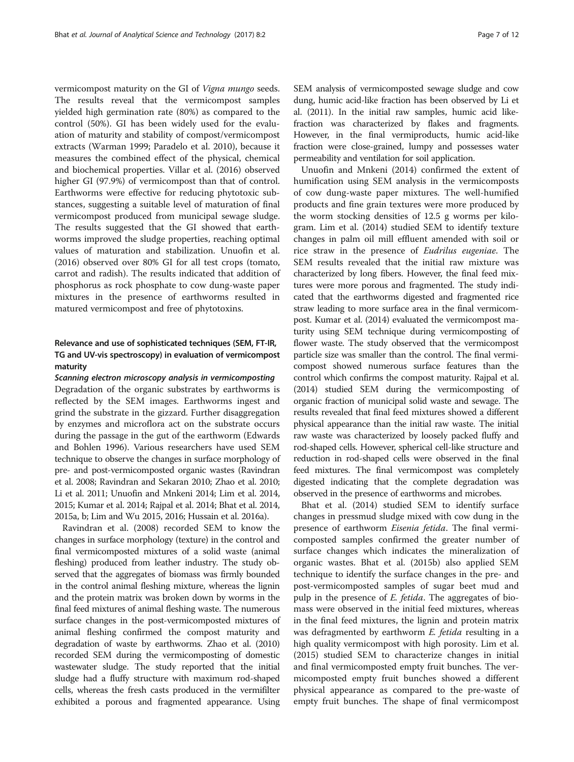vermicompost maturity on the GI of *Vigna mungo* seeds. The results reveal that the vermicompost samples yielded high germination rate (80%) as compared to the control (50%). GI has been widely used for the evaluation of maturity and stability of compost/vermicompost extracts (Warman 1999; Paradelo et al. 2010), because it measures the combined effect of the physical, chemical and biochemical properties. Villar et al. (2016) observed higher GI (97.9%) of vermicompost than that of control. Earthworms were effective for reducing phytotoxic substances, suggesting a suitable level of maturation of final vermicompost produced from municipal sewage sludge. The results suggested that the GI showed that earthworms improved the sludge properties, reaching optimal values of maturation and stabilization. Unuofin et al. (2016) observed over 80% GI for all test crops (tomato, carrot and radish). The results indicated that addition of phosphorus as rock phosphate to cow dung-waste paper mixtures in the presence of earthworms resulted in matured vermicompost and free of phytotoxins.

## Relevance and use of sophisticated techniques (SEM, FT-IR, TG and UV-vis spectroscopy) in evaluation of vermicompost maturity

### Scanning electron microscopy analysis in vermicomposting

Degradation of the organic substrates by earthworms is reflected by the SEM images. Earthworms ingest and grind the substrate in the gizzard. Further disaggregation by enzymes and microflora act on the substrate occurs during the passage in the gut of the earthworm (Edwards and Bohlen 1996). Various researchers have used SEM technique to observe the changes in surface morphology of pre- and post-vermicomposted organic wastes (Ravindran et al. 2008; Ravindran and Sekaran 2010; Zhao et al. 2010; Li et al. 2011; Unuofin and Mnkeni 2014; Lim et al. 2014, 2015; Kumar et al. 2014; Rajpal et al. 2014; Bhat et al. 2014, 2015a, b; Lim and Wu 2015, 2016; Hussain et al. 2016a).

Ravindran et al. (2008) recorded SEM to know the changes in surface morphology (texture) in the control and final vermicomposted mixtures of a solid waste (animal fleshing) produced from leather industry. The study observed that the aggregates of biomass was firmly bounded in the control animal fleshing mixture, whereas the lignin and the protein matrix was broken down by worms in the final feed mixtures of animal fleshing waste. The numerous surface changes in the post-vermicomposted mixtures of animal fleshing confirmed the compost maturity and degradation of waste by earthworms. Zhao et al. (2010) recorded SEM during the vermicomposting of domestic wastewater sludge. The study reported that the initial sludge had a fluffy structure with maximum rod-shaped cells, whereas the fresh casts produced in the vermifilter exhibited a porous and fragmented appearance. Using SEM analysis of vermicomposted sewage sludge and cow dung, humic acid-like fraction has been observed by Li et al. (2011). In the initial raw samples, humic acid like-fraction was characterized by flakes and fragments. However, in the final vermiproducts, humic acid-like fraction were close-grained, lumpy and possesses water permeability and ventilation for soil application.

Unuofin and Mnkeni (2014) confirmed the extent of humification using SEM analysis in the vermicomposts of cow dung-waste paper mixtures. The well-humified products and fine grain textures were more produced by the worm stocking densities of 12.5 g worms per kilogram. Lim et al. (2014) studied SEM to identify texture changes in palm oil mill effluent amended with soil or rice straw in the presence of *Eudrilus eugeniae*. The SEM results revealed that the initial raw mixture was characterized by long fibers. However, the final feed mixtures were more porous and fragmented. The study indicated that the earthworms digested and fragmented rice straw leading to more surface area in the final vermicompost. Kumar et al. (2014) evaluated the vermicompost maturity using SEM technique during vermicomposting of flower waste. The study observed that the vermicompost particle size was smaller than the control. The final vermicompost showed numerous surface features than the control which confirms the compost maturity. Rajpal et al. (2014) studied SEM during the vermicomposting of organic fraction of municipal solid waste and sewage. The results revealed that final feed mixtures showed a different physical appearance than the initial raw waste. The initial raw waste was characterized by loosely packed fluffy and rod-shaped cells. However, spherical cell-like structure and reduction in rod-shaped cells were observed in the final feed mixtures. The final vermicompost was completely digested indicating that the complete degradation was observed in the presence of earthworms and microbes.

Bhat et al. (2014) studied SEM to identify surface changes in pressmud sludge mixed with cow dung in the presence of earthworm *Eisenia fetida*. The final vermicomposted samples confirmed the greater number of surface changes which indicates the mineralization of organic wastes. Bhat et al. (2015b) also applied SEM technique to identify the surface changes in the pre- and post-vermicomposted samples of sugar beet mud and pulp in the presence of *E. fetida*. The aggregates of biomass were observed in the initial feed mixtures, whereas in the final feed mixtures, the lignin and protein matrix was defragmented by earthworm *E. fetida* resulting in a high quality vermicompost with high porosity. Lim et al. (2015) studied SEM to characterize changes in initial and final vermicomposted empty fruit bunches. The vermicomposted empty fruit bunches showed a different physical appearance as compared to the pre-waste of empty fruit bunches. The shape of final vermicompost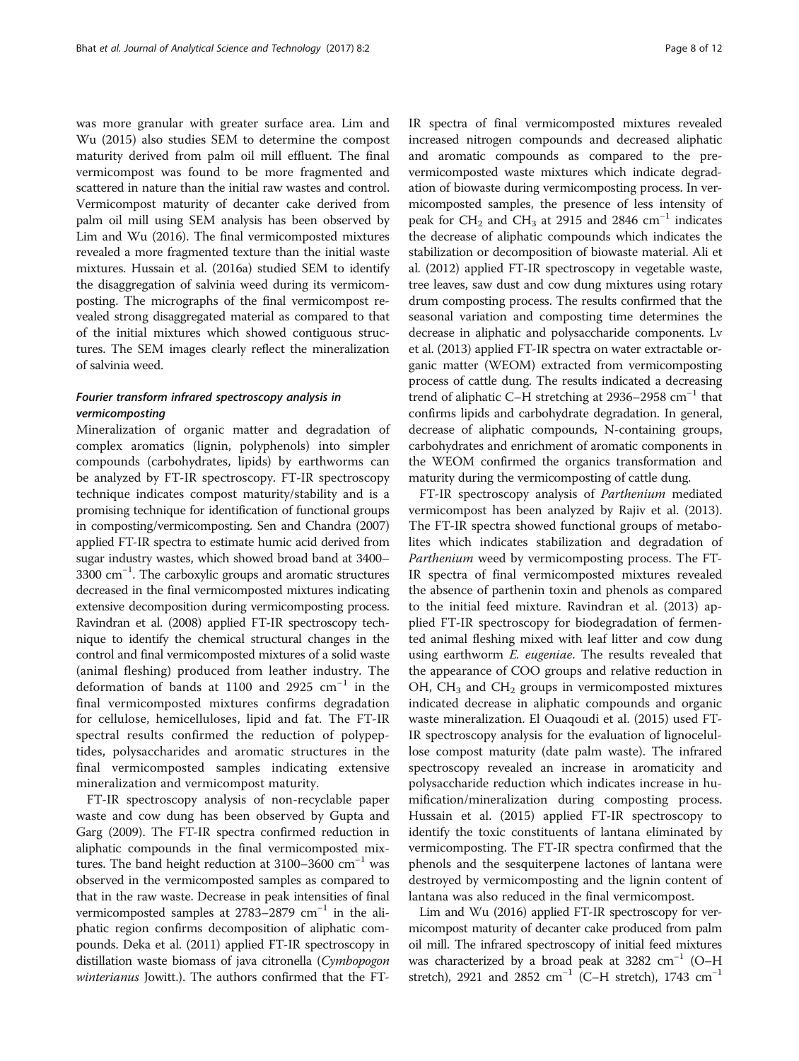was more granular with greater surface area. Lim and Wu (2015) also studies SEM to determine the compost maturity derived from palm oil mill effluent. The final vermicompost was found to be more fragmented and scattered in nature than the initial raw wastes and control. Vermicompost maturity of decanter cake derived from palm oil mill using SEM analysis has been observed by Lim and Wu (2016). The final vermicomposted mixtures revealed a more fragmented texture than the initial waste mixtures. Hussain et al. (2016a) studied SEM to identify the disaggregation of salvinia weed during its vermicomposting. The micrographs of the final vermicompost revealed strong disaggregated material as compared to that of the initial mixtures which showed contiguous structures. The SEM images clearly reflect the mineralization of salvinia weed.

### *Fourier transform infrared spectroscopy analysis in vermicomposting*

Mineralization of organic matter and degradation of complex aromatics (lignin, polyphenols) into simpler compounds (carbohydrates, lipids) by earthworms can be analyzed by FT-IR spectroscopy. FT-IR spectroscopy technique indicates compost maturity/stability and is a promising technique for identification of functional groups in composting/vermicomposting. Sen and Chandra (2007) applied FT-IR spectra to estimate humic acid derived from sugar industry wastes, which showed broad band at 3400–3300 $cm^{-1}$. The carboxylic groups and aromatic structures decreased in the final vermicomposted mixtures indicating extensive decomposition during vermicomposting process. Ravindran et al. (2008) applied FT-IR spectroscopy technique to identify the chemical structural changes in the control and final vermicomposted mixtures of a solid waste (animal fleshing) produced from leather industry. The deformation of bands at 1100 and 2925 $cm^{-1}$ in the final vermicomposted mixtures confirms degradation for cellulose, hemicelluloses, lipid and fat. The FT-IR spectral results confirmed the reduction of polypeptides, polysaccharides and aromatic structures in the final vermicomposted samples indicating extensive mineralization and vermicompost maturity.

FT-IR spectroscopy analysis of non-recyclable paper waste and cow dung has been observed by Gupta and Garg (2009). The FT-IR spectra confirmed reduction in aliphatic compounds in the final vermicomposted mixtures. The band height reduction at 3100–3600 $cm^{-1}$ was observed in the vermicomposted samples as compared to that in the raw waste. Decrease in peak intensities of final vermicomposted samples at 2783–2879 $cm^{-1}$ in the aliphatic region confirms decomposition of aliphatic compounds. Deka et al. (2011) applied FT-IR spectroscopy in distillation waste biomass of java citronella (*Cymbopogon winterianus* Jowitt.). The authors confirmed that the FT-IR spectra of final vermicomposted mixtures revealed increased nitrogen compounds and decreased aliphatic and aromatic compounds as compared to the pre-vermicomposted waste mixtures which indicate degradation of biowaste during vermicomposting process. In vermicomposted samples, the presence of less intensity of peak for $CH_2$ and $CH_3$ at 2915 and 2846 $cm^{-1}$ indicates the decrease of aliphatic compounds which indicates the stabilization or decomposition of biowaste material. Ali et al. (2012) applied FT-IR spectroscopy in vegetable waste, tree leaves, saw dust and cow dung mixtures using rotary drum composting process. The results confirmed that the seasonal variation and composting time determines the decrease in aliphatic and polysaccharide components. Lv et al. (2013) applied FT-IR spectra on water extractable organic matter (WEOM) extracted from vermicomposting process of cattle dung. The results indicated a decreasing trend of aliphatic C–H stretching at 2936–2958 $cm^{-1}$ that confirms lipids and carbohydrate degradation. In general, decrease of aliphatic compounds, N-containing groups, carbohydrates and enrichment of aromatic components in the WEOM confirmed the organics transformation and maturity during the vermicomposting of cattle dung.

FT-IR spectroscopy analysis of *Parthenium* mediated vermicompost has been analyzed by Rajiv et al. (2013). The FT-IR spectra showed functional groups of metabolites which indicates stabilization and degradation of *Parthenium* weed by vermicomposting process. The FT-IR spectra of final vermicomposted mixtures revealed the absence of parthenin toxin and phenols as compared to the initial feed mixture. Ravindran et al. (2013) applied FT-IR spectroscopy for biodegradation of fermented animal fleshing mixed with leaf litter and cow dung using earthworm *E. eugeniae*. The results revealed that the appearance of COO groups and relative reduction in OH, $CH_3$ and $CH_2$ groups in vermicomposted mixtures indicated decrease in aliphatic compounds and organic waste mineralization. El Ouaqoudi et al. (2015) used FT-IR spectroscopy analysis for the evaluation of lignocellulose compost maturity (date palm waste). The infrared spectroscopy revealed an increase in aromaticity and polysaccharide reduction which indicates increase in humification/mineralization during composting process. Hussain et al. (2015) applied FT-IR spectroscopy to identify the toxic constituents of lantana eliminated by vermicomposting. The FT-IR spectra confirmed that the phenols and the sesquiterpene lactones of lantana were destroyed by vermicomposting and the lignin content of lantana was also reduced in the final vermicompost.

Lim and Wu (2016) applied FT-IR spectroscopy for vermicompost maturity of decanter cake produced from palm oil mill. The infrared spectroscopy of initial feed mixtures was characterized by a broad peak at 3282 $cm^{-1}$ (O–H stretch), 2921 and 2852 $cm^{-1}$ (C–H stretch), 1743 $cm^{-1}$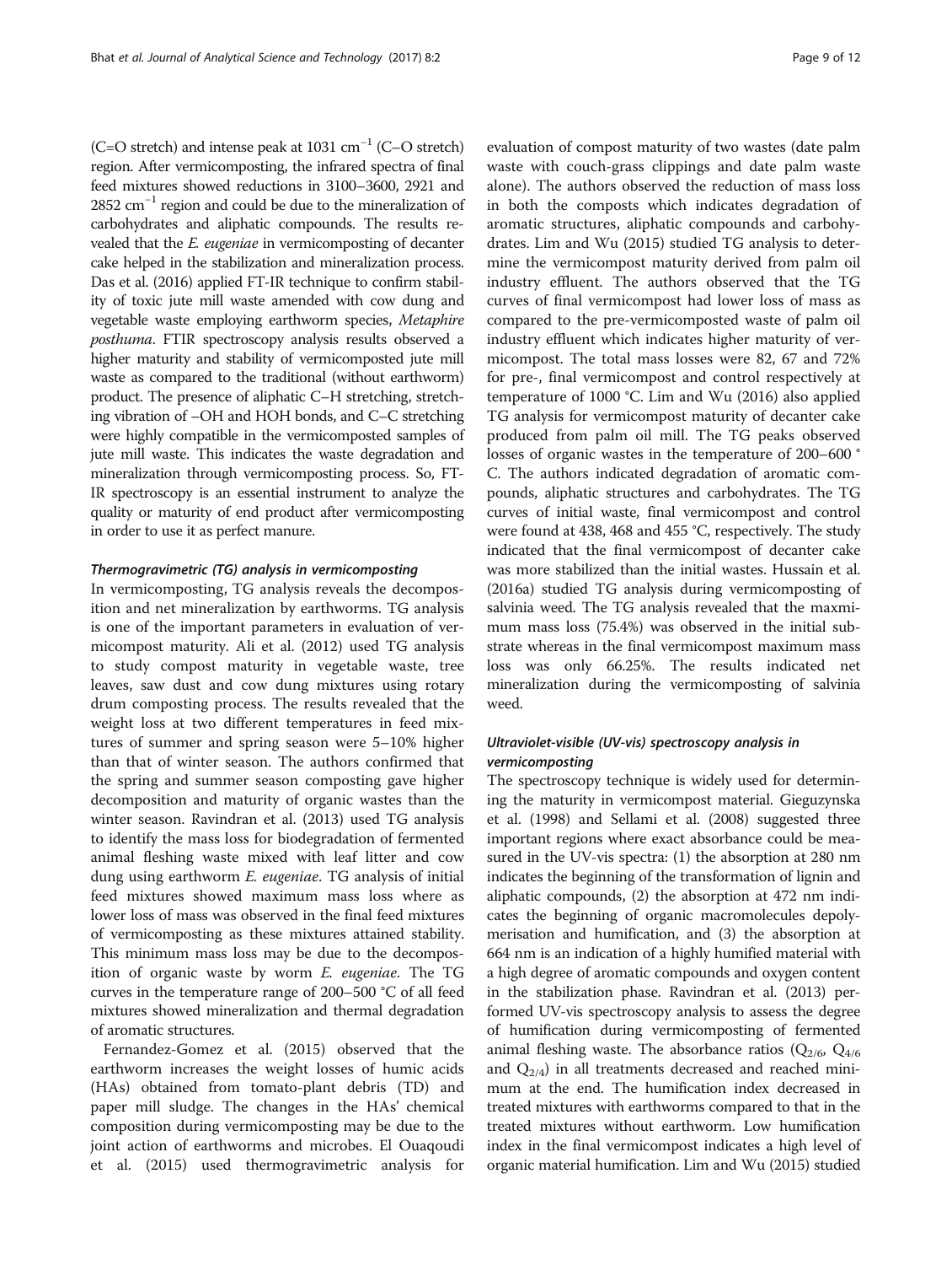(C=O stretch) and intense peak at 1031 $cm^{-1}$ (C–O stretch) region. After vermicomposting, the infrared spectra of final feed mixtures showed reductions in 3100–3600, 2921 and 2852 $cm^{-1}$ region and could be due to the mineralization of carbohydrates and aliphatic compounds. The results revealed that the *E. eugeniae* in vermicomposting of decanter cake helped in the stabilization and mineralization process. Das et al. (2016) applied FT-IR technique to confirm stability of toxic jute mill waste amended with cow dung and vegetable waste employing earthworm species, *Metaphire posthuma*. FTIR spectroscopy analysis results observed a higher maturity and stability of vermicomposted jute mill waste as compared to the traditional (without earthworm) product. The presence of aliphatic C–H stretching, stretching vibration of –OH and HOH bonds, and C–C stretching were highly compatible in the vermicomposted samples of jute mill waste. This indicates the waste degradation and mineralization through vermicomposting process. So, FT-IR spectroscopy is an essential instrument to analyze the quality or maturity of end product after vermicomposting in order to use it as perfect manure.

#### *Thermogravimetric (TG) analysis in vermicomposting*

In vermicomposting, TG analysis reveals the decomposition and net mineralization by earthworms. TG analysis is one of the important parameters in evaluation of vermicompost maturity. Ali et al. (2012) used TG analysis to study compost maturity in vegetable waste, tree leaves, saw dust and cow dung mixtures using rotary drum composting process. The results revealed that the weight loss at two different temperatures in feed mixtures of summer and spring season were 5–10% higher than that of winter season. The authors confirmed that the spring and summer season composting gave higher decomposition and maturity of organic wastes than the winter season. Ravindran et al. (2013) used TG analysis to identify the mass loss for biodegradation of fermented animal fleshing waste mixed with leaf litter and cow dung using earthworm *E. eugeniae*. TG analysis of initial feed mixtures showed maximum mass loss where as lower loss of mass was observed in the final feed mixtures of vermicomposting as these mixtures attained stability. This minimum mass loss may be due to the decomposition of organic waste by worm *E. eugeniae*. The TG curves in the temperature range of 200–500 °C of all feed mixtures showed mineralization and thermal degradation of aromatic structures.

Fernandez-Gomez et al. (2015) observed that the earthworm increases the weight losses of humic acids (HAs) obtained from tomato-plant debris (TD) and paper mill sludge. The changes in the HAs' chemical composition during vermicomposting may be due to the joint action of earthworms and microbes. El Ouaqoudi et al. (2015) used thermogravimetric analysis for evaluation of compost maturity of two wastes (date palm waste with couch-grass clippings and date palm waste alone). The authors observed the reduction of mass loss in both the composts which indicates degradation of aromatic structures, aliphatic compounds and carbohydrates. Lim and Wu (2015) studied TG analysis to determine the vermicompost maturity derived from palm oil industry effluent. The authors observed that the TG curves of final vermicompost had lower loss of mass as compared to the pre-vermicomposted waste of palm oil industry effluent which indicates higher maturity of vermicompost. The total mass losses were 82, 67 and 72% for pre-, final vermicompost and control respectively at temperature of 1000 °C. Lim and Wu (2016) also applied TG analysis for vermicompost maturity of decanter cake produced from palm oil mill. The TG peaks observed losses of organic wastes in the temperature of 200–600 °C. The authors indicated degradation of aromatic compounds, aliphatic structures and carbohydrates. The TG curves of initial waste, final vermicompost and control were found at 438, 468 and 455 °C, respectively. The study indicated that the final vermicompost of decanter cake was more stabilized than the initial wastes. Hussain et al. (2016a) studied TG analysis during vermicomposting of salvinia weed. The TG analysis revealed that the maxmimum mass loss (75.4%) was observed in the initial substrate whereas in the final vermicompost maximum mass loss was only 66.25%. The results indicated net mineralization during the vermicomposting of salvinia weed.

#### *Ultraviolet-visible (UV-vis) spectroscopy analysis in vermicomposting*

The spectroscopy technique is widely used for determining the maturity in vermicompost material. Gieguzynska et al. (1998) and Sellami et al. (2008) suggested three important regions where exact absorbance could be measured in the UV-vis spectra: (1) the absorption at 280 nm indicates the beginning of the transformation of lignin and aliphatic compounds, (2) the absorption at 472 nm indicates the beginning of organic macromolecules depolymerisation and humification, and (3) the absorption at 664 nm is an indication of a highly humified material with a high degree of aromatic compounds and oxygen content in the stabilization phase. Ravindran et al. (2013) performed UV-vis spectroscopy analysis to assess the degree of humification during vermicomposting of fermented animal fleshing waste. The absorbance ratios ($Q_{2/6}$, $Q_{4/6}$ and $Q_{2/4}$) in all treatments decreased and reached minimum at the end. The humification index decreased in treated mixtures with earthworms compared to that in the treated mixtures without earthworm. Low humification index in the final vermicompost indicates a high level of organic material humification. Lim and Wu (2015) studied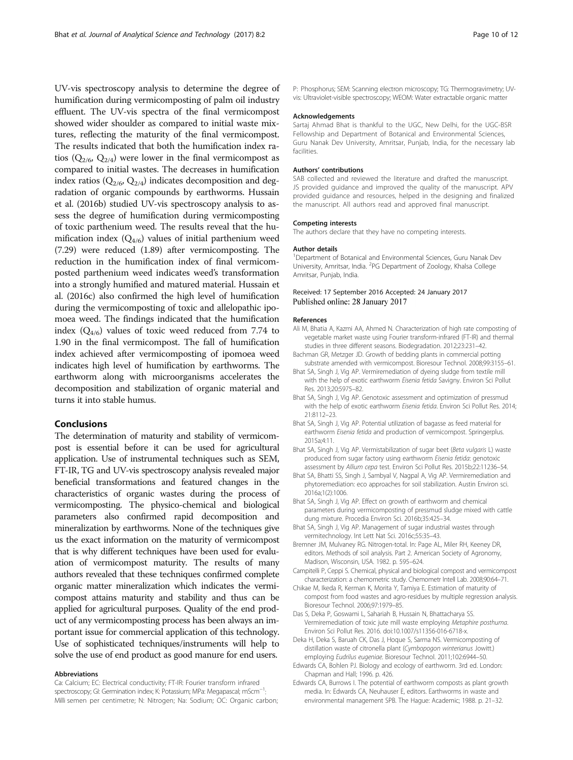UV-vis spectroscopy analysis to determine the degree of humification during vermicomposting of palm oil industry effluent. The UV-vis spectra of the final vermicompost showed wider shoulder as compared to initial waste mixtures, reflecting the maturity of the final vermicompost. The results indicated that both the humification index ratios ($Q_{2/6}$, $Q_{2/4}$) were lower in the final vermicompost as compared to initial wastes. The decreases in humification index ratios ($Q_{2/6}$, $Q_{2/4}$) indicates decomposition and degradation of organic compounds by earthworms. Hussain et al. (2016b) studied UV-vis spectroscopy analysis to assess the degree of humification during vermicomposting of toxic parthenium weed. The results reveal that the humification index ($Q_{4/6}$) values of initial parthenium weed (7.29) were reduced (1.89) after vermicomposting. The reduction in the humification index of final vermicomposted parthenium weed indicates weed's transformation into a strongly humified and matured material. Hussain et al. (2016c) also confirmed the high level of humification during the vermicomposting of toxic and allelopathic ipomoea weed. The findings indicated that the humification index ($Q_{4/6}$) values of toxic weed reduced from 7.74 to 1.90 in the final vermicompost. The fall of humification index achieved after vermicomposting of ipomoea weed indicates high level of humification by earthworms. The earthworm along with microorganisms accelerates the decomposition and stabilization of organic material and turns it into stable humus.

## Conclusions

The determination of maturity and stability of vermicompost is essential before it can be used for agricultural application. Use of instrumental techniques such as SEM, FT-IR, TG and UV-vis spectroscopy analysis revealed major beneficial transformations and featured changes in the characteristics of organic wastes during the process of vermicomposting. The physico-chemical and biological parameters also confirmed rapid decomposition and mineralization by earthworms. None of the techniques give us the exact information on the maturity of vermicompost that is why different techniques have been used for evaluation of vermicompost maturity. The results of many authors revealed that these techniques confirmed complete organic matter mineralization which indicates the vermicompost attains maturity and stability and thus can be applied for agricultural purposes. Quality of the end product of any vermicomposting process has been always an important issue for commercial application of this technology. Use of sophisticated techniques/instruments will help to solve the use of end product as good manure for end users.

#### Abbreviations

Ca: Calcium; EC: Electrical conductivity; FT-IR: Fourier transform infrared spectroscopy; GI: Germination index; K: Potassium; MPa: Megapascal; $mScm^{-1}$: Milli semen per centimetre; N: Nitrogen; Na: Sodium; OC: Organic carbon; P: Phosphorus; SEM: Scanning electron microscopy; TG: Thermogravimetry; UV-vis: Ultraviolet-visible spectroscopy; WEOM: Water extractable organic matter

#### Acknowledgements

Sartaj Ahmad Bhat is thankful to the UGC, New Delhi, for the UGC-BSR Fellowship and Department of Botanical and Environmental Sciences, Guru Nanak Dev University, Amritsar, Punjab, India, for the necessary lab facilities.

#### Authors' contributions

SAB collected and reviewed the literature and drafted the manuscript. JS provided guidance and improved the quality of the manuscript. APV provided guidance and resources, helped in the designing and finalized the manuscript. All authors read and approved final manuscript.

#### Competing interests

The authors declare that they have no competing interests.

#### Author details

[1]Department of Botanical and Environmental Sciences, Guru Nanak Dev University, Amritsar, India. [2]PG Department of Zoology, Khalsa College Amritsar, Punjab, India.

Received: 17 September 2016 Accepted: 24 January 2017
Published online: 28 January 2017

#### References

Ali M, Bhatia A, Kazmi AA, Ahmed N. Characterization of high rate composting of vegetable market waste using Fourier transform-infrared (FT-IR) and thermal studies in three different seasons. Biodegradation. 2012;23:231–42.

Bachman GR, Metzger JD. Growth of bedding plants in commercial potting substrate amended with vermicompost. Bioresour Technol. 2008;99:3155–61.

Bhat SA, Singh J, Vig AP. Vermiremediation of dyeing sludge from textile mill with the help of exotic earthworm *Eisenia fetida* Savigny. Environ Sci Pollut Res. 2013;20:5975–82.

Bhat SA, Singh J, Vig AP. Genotoxic assessment and optimization of pressmud with the help of exotic earthworm *Eisenia fetida*. Environ Sci Pollut Res. 2014; 21:8112–23.

Bhat SA, Singh J, Vig AP. Potential utilization of bagasse as feed material for earthworm *Eisenia fetida* and production of vermicompost. Springerplus. 2015a;4:11.

Bhat SA, Singh J, Vig AP. Vermistabilization of sugar beet (*Beta vulgaris* L) waste produced from sugar factory using earthworm *Eisenia fetida*: genotoxic assessment by *Allium cepa* test. Environ Sci Pollut Res. 2015b;22:11236–54.

Bhat SA, Bhatti SS, Singh J, Sambyal V, Nagpal A, Vig AP. Vermiremediation and phytoremediation: eco approaches for soil stabilization. Austin Environ sci. 2016a;1(2):1006.

Bhat SA, Singh J, Vig AP. Effect on growth of earthworm and chemical parameters during vermicomposting of pressmud sludge mixed with cattle dung mixture. Procedia Environ Sci. 2016b;35:425–34.

Bhat SA, Singh J, Vig AP. Management of sugar industrial wastes through vermitechnology. Int Lett Nat Sci. 2016c;55:35–43.

Bremner JM, Mulvaney RG. Nitrogen-total. In: Page AL, Miler RH, Keeney DR, editors. Methods of soil analysis. Part 2. American Society of Agronomy, Madison, Wisconsin, USA. 1982. p. 595–624.

Campitelli P, Ceppi S. Chemical, physical and biological compost and vermicompost characterization: a chemometric study. Chemometr Intell Lab. 2008;90:64–71.

Chikae M, Ikeda R, Kerman K, Morita Y, Tamiya E. Estimation of maturity of compost from food wastes and agro-residues by multiple regression analysis. Bioresour Technol. 2006;97:1979–85.

Das S, Deka P, Goswami L, Sahariah B, Hussain N, Bhattacharya SS. Vermiremediation of toxic jute mill waste employing *Metaphire posthuma*. Environ Sci Pollut Res. 2016. doi:10.1007/s11356-016-6718-x.

Deka H, Deka S, Baruah CK, Das J, Hoque S, Sarma NS. Vermicomposting of distillation waste of citronella plant (*Cymbopogon winterianus* Jowitt.) employing *Eudrilus eugeniae*. Bioresour Technol. 2011;102:6944–50.

Edwards CA, Bohlen PJ. Biology and ecology of earthworm. 3rd ed. London: Chapman and Hall; 1996. p. 426.

Edwards CA, Burrows I. The potential of earthworm composts as plant growth media. In: Edwards CA, Neuhauser E, editors. Earthworms in waste and environmental management SPB. The Hague: Academic; 1988. p. 21–32.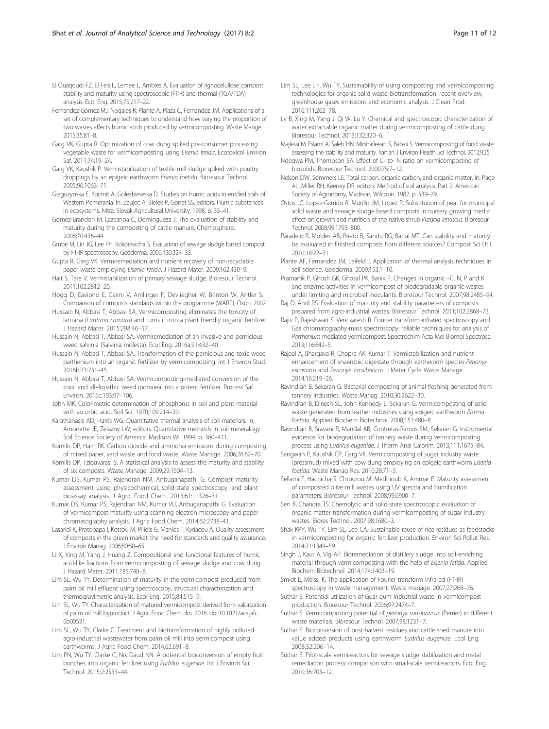El Ouaqoudi FZ, El Fels L, Lemee L, Ambles A. Evaluation of lignocelullose compost stability and maturity using spectroscopic (FTIR) and thermal (TGA/TDA) analysis. Ecol Eng. 2015;75:217–22.

Fernandez-Gomez MJ, Nogales R, Plante A, Plaza C, Fernandez JM. Applications of a set of complementary techniques to understand how varying the proportion of two wastes affects humic acids produced by vermicomposting. Waste Mange. 2015;35:81–8.

Garg VK, Gupta R. Optimization of cow dung spiked pre-consumer processing vegetable waste for vermicomposting using *Eisenia fetida*. Ecotoxicol Environ Saf. 2011;74:19–24.

Garg VK, Kaushik P. Vermistabilization of textile mill sludge spiked with poultry droppings by an epigeic earthworm *Eisenia foetida*. Bioresour Technol. 2005;96:1063–71.

Gieguzynska E, Kocmit A, Gołezbiewska D. Studies on humic acids in eroded soils of Western Pomerania. In: Zaujec A, Bielek P, Gonet SS, editors. Humic substances in ecosystems. Nitra: Slovak Agricultural University; 1998. p. 35–41.

Gomez-Brandon M, Lazcanoa C, Domíngueza J. The evaluation of stability and maturity during the composting of cattle manure. Chemosphere. 2008;70:436–44.

Grube M, Lin JG, Lee PH, Kokorevicha S. Evaluation of sewage sludge based compost by FT-IR spectroscopy. Geoderma. 2006;130:324–33.

Gupta R, Garg VK. Vermiremediation and nutrient recovery of non-recyclable paper waste employing *Eisenia fetida*. J Hazard Mater. 2009;162:430–9.

Hait S, Tare V. Vermistabilization of primary sewage sludge. Bioresour Technol. 2011;102:2812–20.

Hogg D, Eaviono E, Caimi V, Amlinger F, Devliegher W, Brinton W, Antler S. Comparison of composts standards within the programme (WARP), Oxon. 2002.

Hussain N, Abbasi T, Abbasi SA. Vermicomposting eliminates the toxicity of lantana (*Lantana camara*) and turns it into a plant friendly organic fertilizer. J Hazard Mater. 2015;298:46–57.

Hussain N, Abbasi T, Abbasi SA. Vermiremediation of an invasive and pernicious weed salvinia (Salvinia molesta). Ecol Eng. 2016a;91:432–40.

Hussain N, Abbasi T, Abbasi SA. Transformation of the pernicious and toxic weed parthenium into an organic fertilizer by vermicomposting. Int J Environ Stud. 2016b;73:731–45.

Hussain N, Abbasi T, Abbasi SA. Vermicomposting-mediated conversion of the toxic and allelopathic weed ipomoea into a potent fertilizer. Process Saf Environ. 2016c;103:97–106.

John MK. Colorimetric determination of phosphorus in soil and plant material with ascorbic acid. Soil Sci. 1970;109:214–20.

Karathanasis AD, Harris WG. Quantitative thermal analysis of soil materials. In: Amonette JE, Zelazny LW, editors. Quantitative methods in soil mineralogy. Soil Science Society of America, Madison WI. 1994. p. 360–411.

Komilis DP, Ham RK. Carbon dioxide and ammonia emissions during composting of mixed paper, yard waste and food waste. Waste Manage. 2006;26:62–70.

Komilis DP, Tziouvaras IS. A statistical analysis to assess the maturity and stability of six composts. Waste Manage. 2009;29:1504–13.

Kumar DS, Kumar PS, Rajendran NM, Anbuganapathi G. Compost maturity assessment using physicochemical, solid-state spectroscopy, and plant bioassay analysis. J Agric Food Chem. 2013;61:11326–31.

Kumar DS, Kumar PS, Rajendran NM, Kumar VU, Anbuganapathi G. Evaluation of vermicompost maturity using scanning electron microscopy and paper chromatography analysis. J Agric Food Chem. 2014;62:2738–41.

Lasaridi K, Protopapa I, Kotsou M, Pilidis G, Manios T, Kyriacou A. Quality assessment of composts in the green market: the need for standards and quality assurance. J Environ Manag. 2006;80:58–65.

Li X, Xing M, Yang J, Huang Z. Compositional and functional features of humic acid-like fractions from vermicomposting of sewage sludge and cow dung. J Hazard Mater. 2011;185:740–8.

Lim SL, Wu TY. Determination of maturity in the vermicompost produced from palm oil mill effluent using spectroscopy, structural characterization and thermogravimetric analysis. Ecol Eng. 2015;84:515–9.

Lim SL, Wu TY. Characterization of matured vermicompost derived from valorization of palm oil mill byproduct. J Agric Food Chem doi. 2016. doi:10.1021/acs.jafc.6b00531.

Lim SL, Wu TY, Clarke C. Treatment and biotransformation of highly polluted agro-industrial wastewater from palm oil mill into vermicompost using earthworms. J Agric Food Chem. 2014;62:691–8.

Lim PN, Wu TY, Clarke C, Nik Daud NN. A potential bioconversion of empty fruit bunches into organic fertilizer using *Eudrilus eugeniae*. Int J Environ Sci Technol. 2015;2:2533–44.

Lim SL, Lee LH, Wu TY. Sustainability of using composting and vermicomposting technologies for organic solid waste biotransformation: recent overview, greenhouse gases emissions and economic analysis. J Clean Prod. 2016;111:262–78.

Lv B, Xing M, Yang J, Qi W, Lu Y. Chemical and spectroscopic characterization of water extractable organic matter during vermicomposting of cattle dung. Bioresour Technol. 2013;132:320–6.

Majlessi M, Eslami A, Saleh HN, Mirshafieean S, Babaii S. Vermicomposting of food waste: assessing the stability and maturity. Iranian J Environ Health Sci Technol. 2012;9:25.

Ndegwa PM, Thompson SA. Effect of C- to- N ratio on vermicomposting of biosolids. Bioresour Technol. 2000;75:7–12.

Nelson DW, Sommers LE. Total carbon, organic carbon, and organic matter. In: Page AL, Miller RH, Keeney DR, editors. Method of soil analysis. Part 2. American Society of Agronomy, Madison, Wilcosin. 1982. p. 539–79.

Ostos JC, Lopez-Garrido R, Murillo JM, Lopez R. Substitution of peat for municipal solid waste and sewage sludge based composts in nursery growing media: effect on growth and nutrition of the native shrub *Pistacia lentiscus*. Bioresour Technol. 2008;99:1793–800.

Paradelo R, Moldes AB, Prieto B, Sandu RG, Barral MT. Can stability and maturity be evaluated in finished composts from different sources? Compost Sci Util. 2010;18:22–31.

Plante AF, Fernandez JM, Leifeld J. Application of thermal analysis techniques in soil science. Geoderma. 2009;153:1–10.

Pramanik P, Ghosh GK, Ghosal PK, Banik P. Changes in organic –C, N, P and K and enzyme activities in vermicompost of biodegradable organic wastes under limiting and microbial inoculants. Bioresour Technol. 2007;98:2485–94.

Raj D, Antil RS. Evaluation of maturity and stability parameters of composts prepared from agro-industrial wastes. Bioresour Technol. 2011;102:2868–73.

Rajiv P, Rajeshwari S, Venckatesh R. Fourier transform-infrared spectroscopy and Gas chromatography-mass spectroscopy: reliable techniques for analysis of *Parthenium* mediated vermicompost. Spectrochim Acta Mol Biomol Spectrosc. 2013;116:642–5.

Rajpal A, Bhargava R, Chopra AK, Kumar T. Vermistabilization and nutrient enhancement of anaerobic digestate through earthworm species *Perionyx excavatus* and *Perionyx sansibaricus*. J Mater Cycle Waste Manage. 2014;16:219–26.

Ravindran B, Sekaran G. Bacterial composting of animal fleshing generated from tannery industries. Waste Manag. 2010;30:2622–30.

Ravindran B, Dinesh SL, John Kennedy L, Sekaran G. Vermicomposting of solid waste generated from leather industries using epigeic earthworm *Eisenia foetida*. Applied Biochem Biotechnol. 2008;151:480–8.

Ravindran B, Sravani R, Mandal AB, Contreras-Ramos SM, Sekaran G. Instrumental evidence for biodegradation of tannery waste during vermicomposting process using *Eudrilus eugeniae*. J Therm Anal Calorim. 2013;111:1675–84.

Sangwan P, Kaushik CP, Garg VK. Vermicomposting of sugar industry waste (pressmud) mixed with cow dung employing an epigeic earthworm *Eisenia foetida*. Waste Manag Res. 2010;28:71–5.

Sellami F, Hachicha S, Chtourou M, Medhioub K, Ammar E. Maturity assessment of composted olive mill wastes using UV spectra and humification parameters. Bioresour Technol. 2008;99:6900–7.

Sen B, Chandra TS. Chemolytic and solid-state spectroscopic evaluation of organic matter transformation during vermicomposting of sugar industry wastes. Biores Technol. 2007;98:1680–3.

Shak KPY, Wu TY, Lim SL, Lee CA. Sustainable reuse of rice residues as feedstocks in vermicomposting for organic fertilizer production. Environ Sci Pollut Res. 2014;21:1349–59.

Singh J, Kaur A, Vig AP. Bioremediation of distillery sludge into soil-enriching material through vermicomposting with the help of *Eisenia fetida*. Applied Biochem Biotechnol. 2014;174:1403–19.

Smidt E, Meissl K. The application of Fourier transform infrared (FT-IR) spectroscopy in waste management. Waste manage. 2007;27:268–76.

Suthar S. Potential utilization of Guar gum industrial waste in vermicompost production. Bioresour Technol. 2006;97:2474–7.

Suthar S. Vermicomposting potential of *perionyx sansibaricus* (Perrier) in different waste materials. Bioresour Technol. 2007;98:1231–7.

Suthar S. Bioconversion of post-harvest residues and cattle shed manure into value added products using earthworm *Eudrilus eugeniae*. Ecol Eng. 2008;32:206–14.

Suthar S. Pilot-scale vermireactors for sewage sludge stabilization and metal remediation process: comparison with small-scale vermireactors. Ecol Eng. 2010;36:703–12.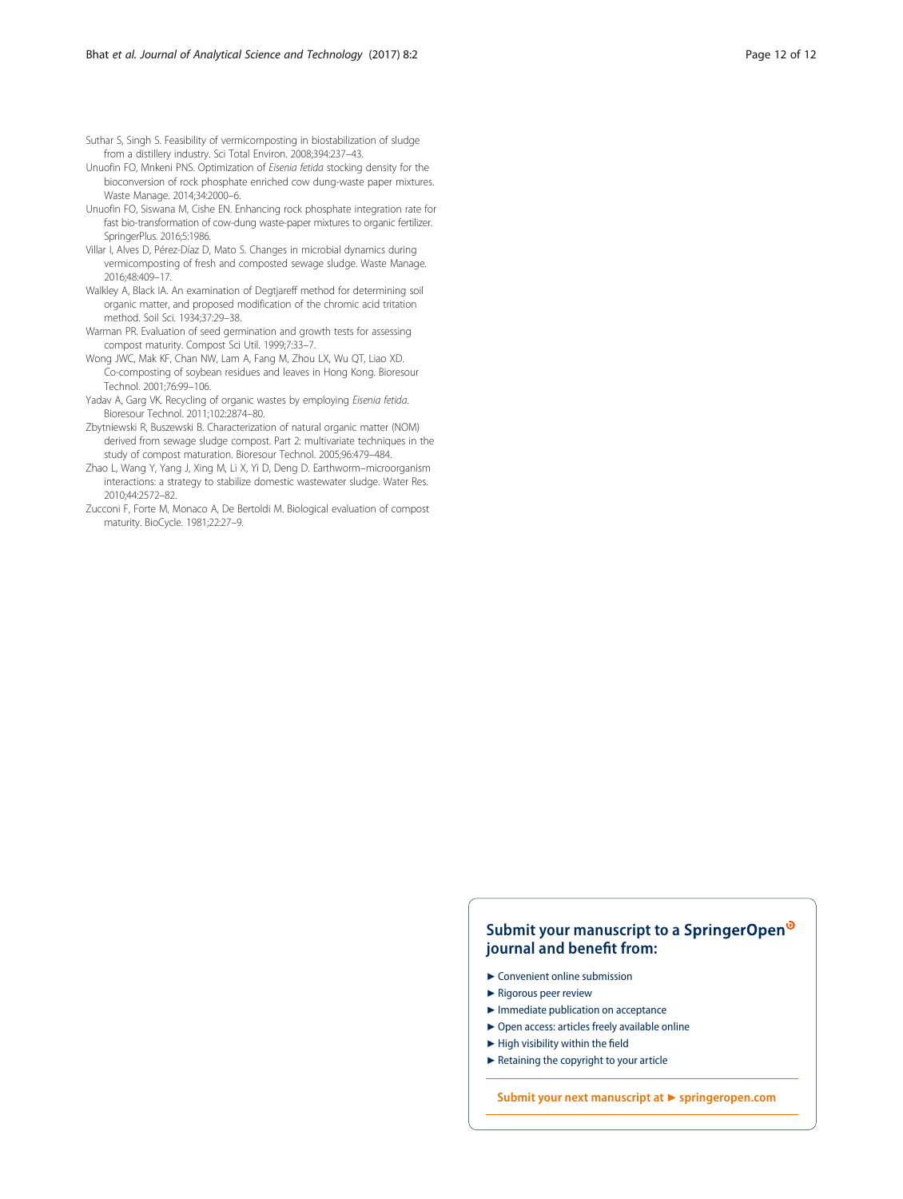Suthar S, Singh S. Feasibility of vermicomposting in biostabilization of sludge from a distillery industry. Sci Total Environ. 2008;394:237–43.

Unuofin FO, Mnkeni PNS. Optimization of *Eisenia fetida* stocking density for the bioconversion of rock phosphate enriched cow dung-waste paper mixtures. Waste Manage. 2014;34:2000–6.

Unuofin FO, Siswana M, Cishe EN. Enhancing rock phosphate integration rate for fast bio-transformation of cow-dung waste-paper mixtures to organic fertilizer. SpringerPlus. 2016;5:1986.

Villar I, Alves D, Pérez-Díaz D, Mato S. Changes in microbial dynamics during vermicomposting of fresh and composted sewage sludge. Waste Manage. 2016;48:409–17.

Walkley A, Black IA. An examination of Degtjareff method for determining soil organic matter, and proposed modification of the chromic acid titration method. Soil Sci. 1934;37:29–38.

Warman PR. Evaluation of seed germination and growth tests for assessing compost maturity. Compost Sci Util. 1999;7:33–7.

Wong JWC, Mak KF, Chan NW, Lam A, Fang M, Zhou LX, Wu QT, Liao XD. Co-composting of soybean residues and leaves in Hong Kong. Bioresour Technol. 2001;76:99–106.

Yadav A, Garg VK. Recycling of organic wastes by employing *Eisenia fetida*. Bioresour Technol. 2011;102:2874–80.

Zbytniewski R, Buszewski B. Characterization of natural organic matter (NOM) derived from sewage sludge compost. Part 2: multivariate techniques in the study of compost maturation. Bioresour Technol. 2005;96:479–484.

Zhao L, Wang Y, Yang J, Xing M, Li X, Yi D, Deng D. Earthworm–microorganism interactions: a strategy to stabilize domestic wastewater sludge. Water Res. 2010;44:2572–82.

Zucconi F, Forte M, Monaco A, De Bertoldi M. Biological evaluation of compost maturity. BioCycle. 1981;22:27–9.

**Submit your manuscript to a SpringerOpen journal and benefit from:**

- ► Convenient online submission
- ► Rigorous peer review
- ► Immediate publication on acceptance
- ► Open access: articles freely available online
- ► High visibility within the field
- ► Retaining the copyright to your article

**Submit your next manuscript at ► springeropen.com**